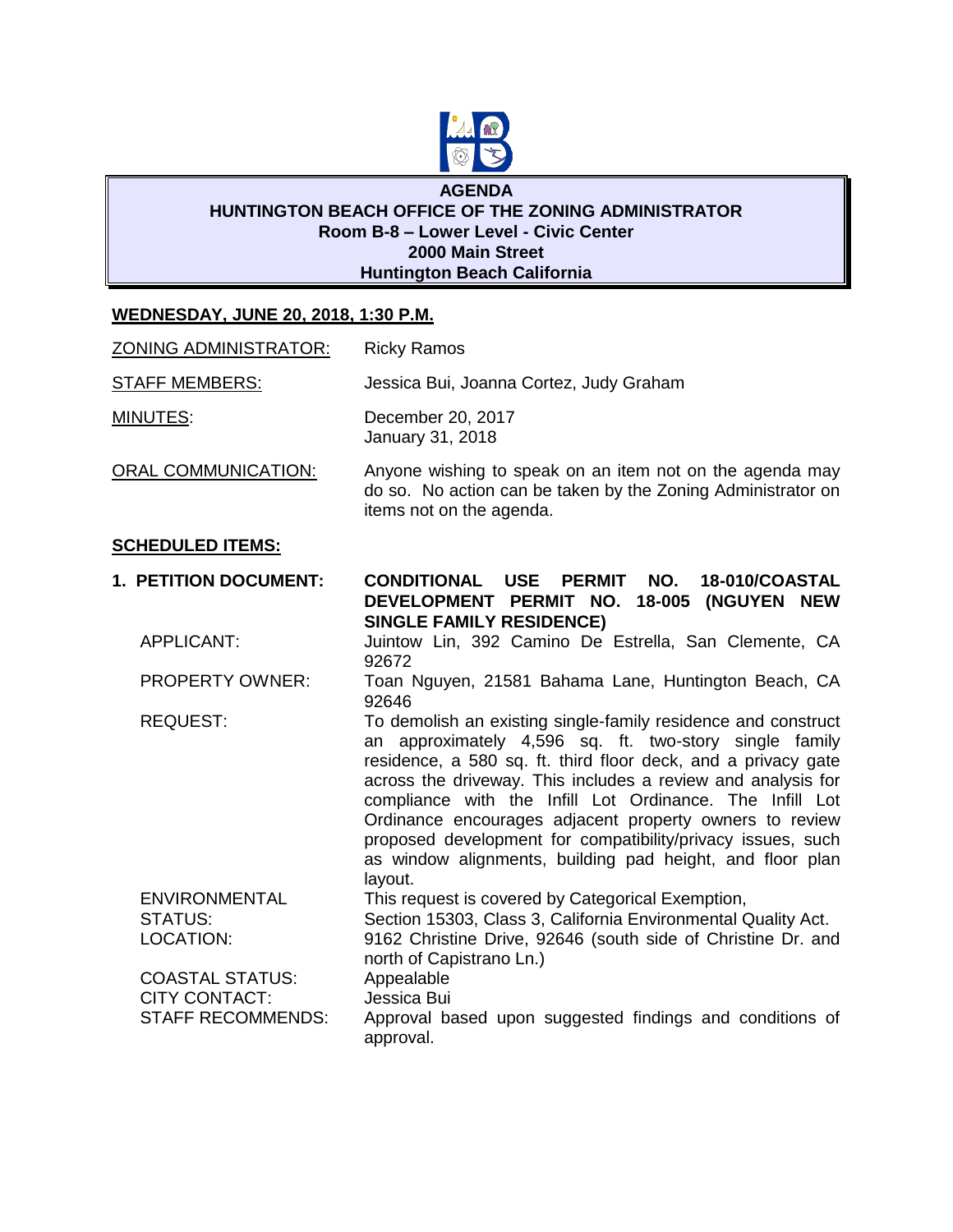# AGENDA
## HUNTINGTON BEACH OFFICE OF THE ZONING ADMINISTRATOR
**Room B-8 – Lower Level - Civic Center**
**2000 Main Street**
**Huntington Beach California**

**WEDNESDAY, JUNE 20, 2018, 1:30 P.M.**

ZONING ADMINISTRATOR: Ricky Ramos

STAFF MEMBERS: Jessica Bui, Joanna Cortez, Judy Graham

MINUTES: December 20, 2017
January 31, 2018

ORAL COMMUNICATION: Anyone wishing to speak on an item not on the agenda may do so. No action can be taken by the Zoning Administrator on items not on the agenda.

**SCHEDULED ITEMS:**

**1. PETITION DOCUMENT:** **CONDITIONAL USE PERMIT NO. 18-010/COASTAL DEVELOPMENT PERMIT NO. 18-005 (NGUYEN NEW SINGLE FAMILY RESIDENCE)**

APPLICANT: Juintow Lin, 392 Camino De Estrella, San Clemente, CA 92672

PROPERTY OWNER: Toan Nguyen, 21581 Bahama Lane, Huntington Beach, CA 92646

REQUEST: To demolish an existing single-family residence and construct an approximately 4,596 sq. ft. two-story single family residence, a 580 sq. ft. third floor deck, and a privacy gate across the driveway. This includes a review and analysis for compliance with the Infill Lot Ordinance. The Infill Lot Ordinance encourages adjacent property owners to review proposed development for compatibility/privacy issues, such as window alignments, building pad height, and floor plan layout.

ENVIRONMENTAL STATUS: This request is covered by Categorical Exemption, Section 15303, Class 3, California Environmental Quality Act.

LOCATION: 9162 Christine Drive, 92646 (south side of Christine Dr. and north of Capistrano Ln.)

COASTAL STATUS: Appealable

CITY CONTACT: Jessica Bui

STAFF RECOMMENDS: Approval based upon suggested findings and conditions of approval.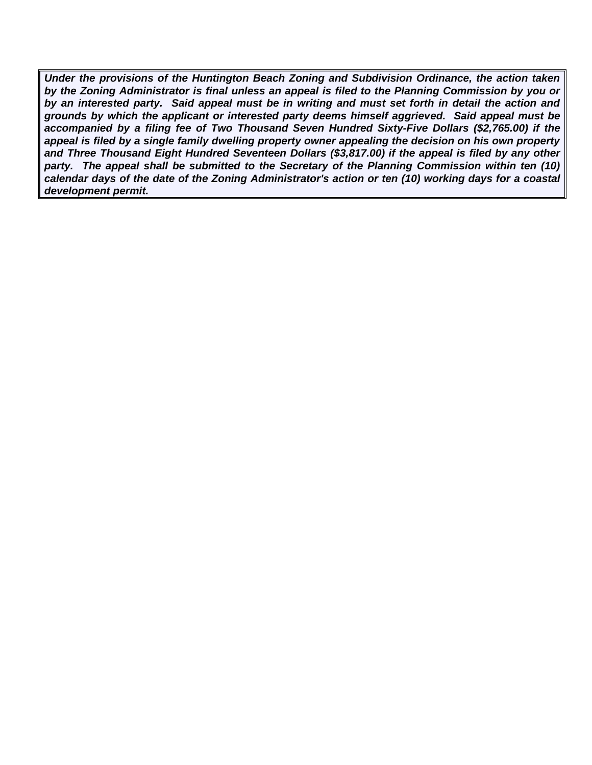***Under the provisions of the Huntington Beach Zoning and Subdivision Ordinance, the action taken by the Zoning Administrator is final unless an appeal is filed to the Planning Commission by you or by an interested party. Said appeal must be in writing and must set forth in detail the action and grounds by which the applicant or interested party deems himself aggrieved. Said appeal must be accompanied by a filing fee of Two Thousand Seven Hundred Sixty-Five Dollars ($2,765.00) if the appeal is filed by a single family dwelling property owner appealing the decision on his own property and Three Thousand Eight Hundred Seventeen Dollars ($3,817.00) if the appeal is filed by any other party. The appeal shall be submitted to the Secretary of the Planning Commission within ten (10) calendar days of the date of the Zoning Administrator's action or ten (10) working days for a coastal development permit.***